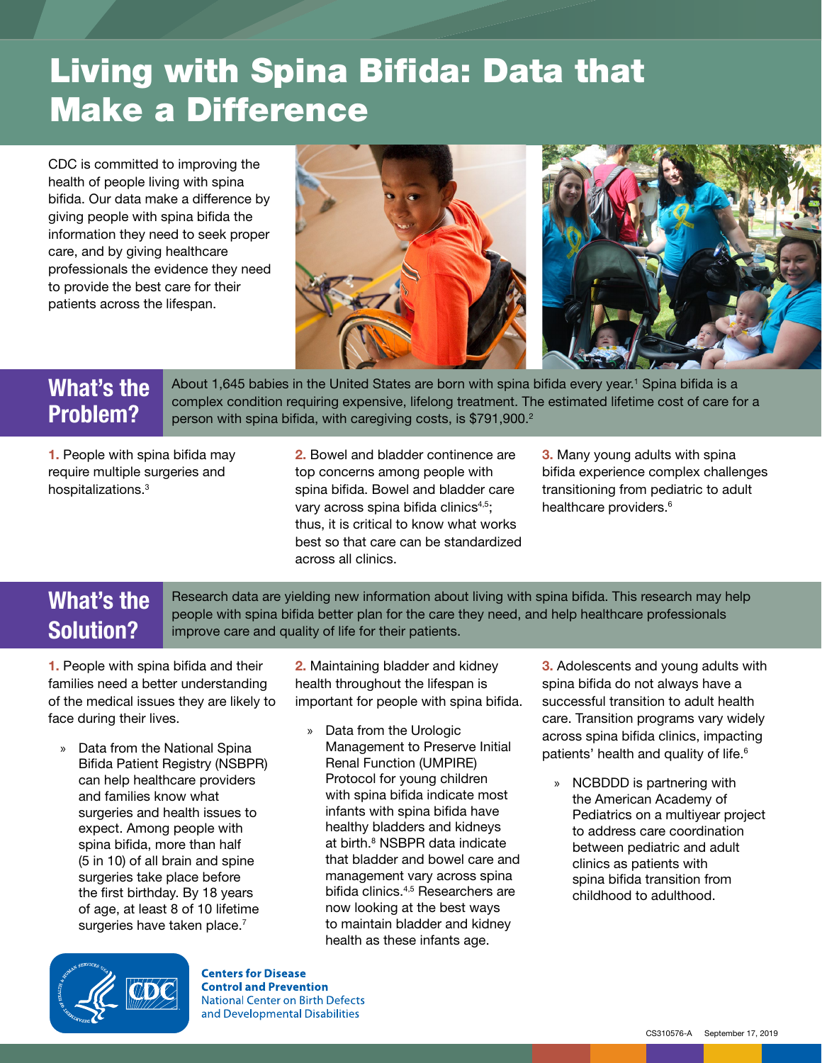# Living with Spina Bifida: Data that Make a Difference

CDC is committed to improving the health of people living with spina bifida. Our data make a difference by giving people with spina bifida the information they need to seek proper care, and by giving healthcare professionals the evidence they need to provide the best care for their patients across the lifespan.

## What's the Problem?

About 1,645 babies in the United States are born with spina bifida every year.[1] Spina bifida is a complex condition requiring expensive, lifelong treatment. The estimated lifetime cost of care for a person with spina bifida, with caregiving costs, is $791,900.[2]

**1.** People with spina bifida may require multiple surgeries and hospitalizations.[3]

**2.** Bowel and bladder continence are top concerns among people with spina bifida. Bowel and bladder care vary across spina bifida clinics[4,5]; thus, it is critical to know what works best so that care can be standardized across all clinics.

**3.** Many young adults with spina bifida experience complex challenges transitioning from pediatric to adult healthcare providers.[6]

## What's the Solution?

Research data are yielding new information about living with spina bifida. This research may help people with spina bifida better plan for the care they need, and help healthcare professionals improve care and quality of life for their patients.

**1.** People with spina bifida and their families need a better understanding of the medical issues they are likely to face during their lives.

- Data from the National Spina Bifida Patient Registry (NSBPR) can help healthcare providers and families know what surgeries and health issues to expect. Among people with spina bifida, more than half (5 in 10) of all brain and spine surgeries take place before the first birthday. By 18 years of age, at least 8 of 10 lifetime surgeries have taken place.[7]

**2.** Maintaining bladder and kidney health throughout the lifespan is important for people with spina bifida.

- Data from the Urologic Management to Preserve Initial Renal Function (UMPIRE) Protocol for young children with spina bifida indicate most infants with spina bifida have healthy bladders and kidneys at birth.[8] NSBPR data indicate that bladder and bowel care and management vary across spina bifida clinics.[4,5] Researchers are now looking at the best ways to maintain bladder and kidney health as these infants age.

**3.** Adolescents and young adults with spina bifida do not always have a successful transition to adult health care. Transition programs vary widely across spina bifida clinics, impacting patients' health and quality of life.[6]

- NCBDDD is partnering with the American Academy of Pediatrics on a multiyear project to address care coordination between pediatric and adult clinics as patients with spina bifida transition from childhood to adulthood.

**Centers for Disease Control and Prevention**
National Center on Birth Defects and Developmental Disabilities

CS310576-A September 17, 2019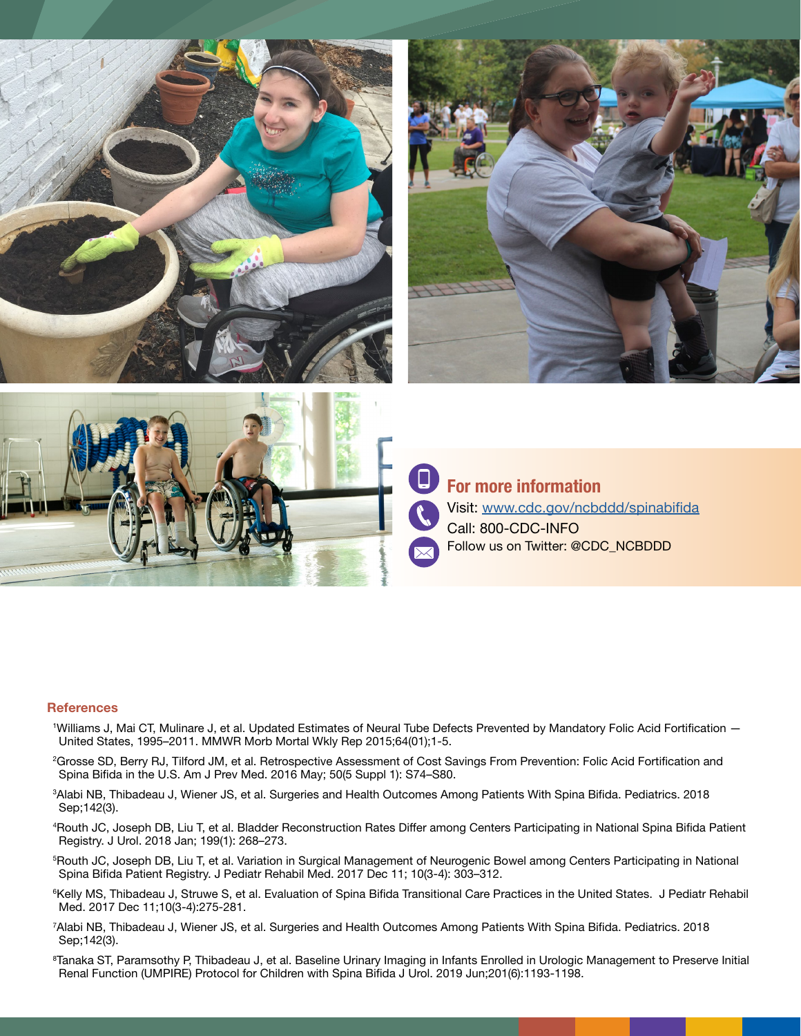## For more information

Visit: www.cdc.gov/ncbddd/spinabifida

Call: 800-CDC-INFO

Follow us on Twitter: @CDC_NCBDDD

### References

[1]Williams J, Mai CT, Mulinare J, et al. Updated Estimates of Neural Tube Defects Prevented by Mandatory Folic Acid Fortification — United States, 1995–2011. MMWR Morb Mortal Wkly Rep 2015;64(01);1-5.

[2]Grosse SD, Berry RJ, Tilford JM, et al. Retrospective Assessment of Cost Savings From Prevention: Folic Acid Fortification and Spina Bifida in the U.S. Am J Prev Med. 2016 May; 50(5 Suppl 1): S74–S80.

[3]Alabi NB, Thibadeau J, Wiener JS, et al. Surgeries and Health Outcomes Among Patients With Spina Bifida. Pediatrics. 2018 Sep;142(3).

[4]Routh JC, Joseph DB, Liu T, et al. Bladder Reconstruction Rates Differ among Centers Participating in National Spina Bifida Patient Registry. J Urol. 2018 Jan; 199(1): 268–273.

[5]Routh JC, Joseph DB, Liu T, et al. Variation in Surgical Management of Neurogenic Bowel among Centers Participating in National Spina Bifida Patient Registry. J Pediatr Rehabil Med. 2017 Dec 11; 10(3-4): 303–312.

[6]Kelly MS, Thibadeau J, Struwe S, et al. Evaluation of Spina Bifida Transitional Care Practices in the United States. J Pediatr Rehabil Med. 2017 Dec 11;10(3-4):275-281.

[7]Alabi NB, Thibadeau J, Wiener JS, et al. Surgeries and Health Outcomes Among Patients With Spina Bifida. Pediatrics. 2018 Sep;142(3).

[8]Tanaka ST, Paramsothy P, Thibadeau J, et al. Baseline Urinary Imaging in Infants Enrolled in Urologic Management to Preserve Initial Renal Function (UMPIRE) Protocol for Children with Spina Bifida J Urol. 2019 Jun;201(6):1193-1198.